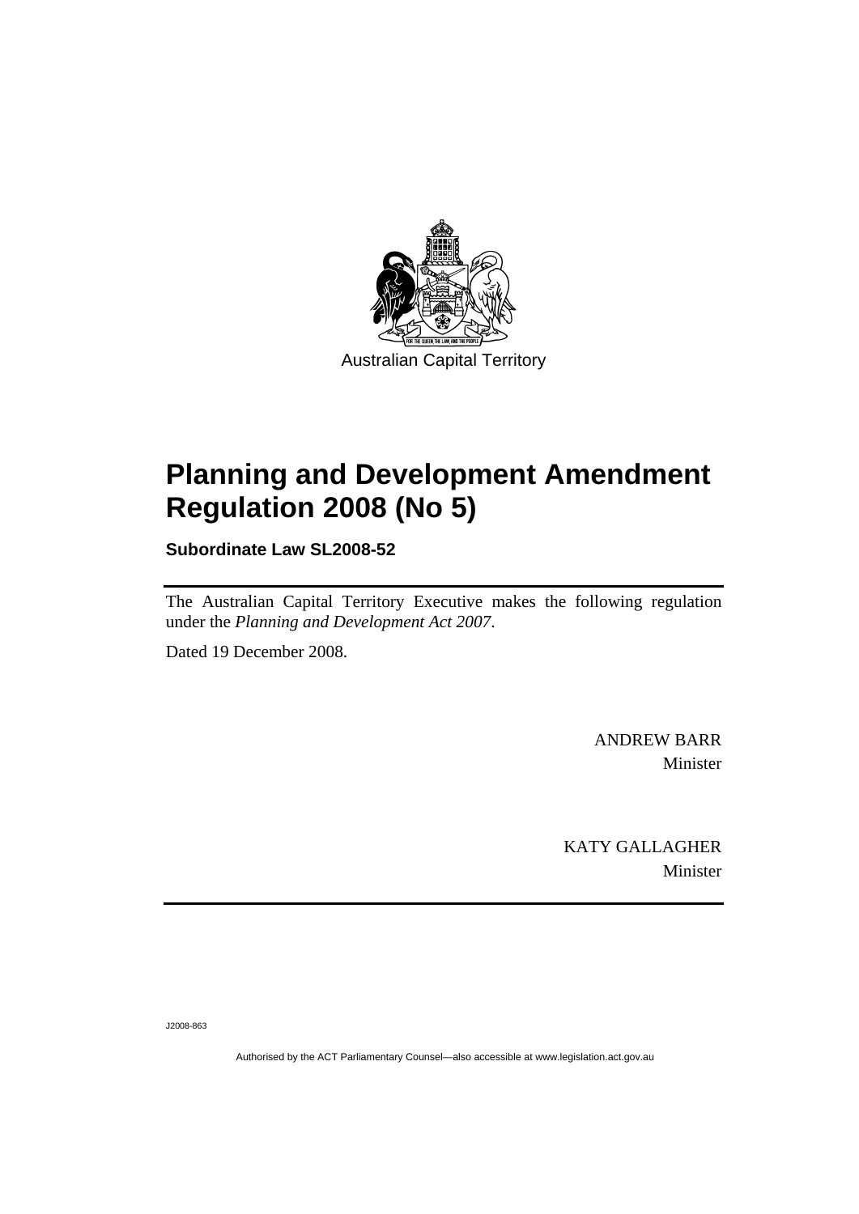Australian Capital Territory

# Planning and Development Amendment Regulation 2008 (No 5)

**Subordinate Law SL2008-52**

The Australian Capital Territory Executive makes the following regulation under the *Planning and Development Act 2007*.

Dated 19 December 2008.

ANDREW BARR
Minister

KATY GALLAGHER
Minister

J2008-863

Authorised by the ACT Parliamentary Counsel—also accessible at www.legislation.act.gov.au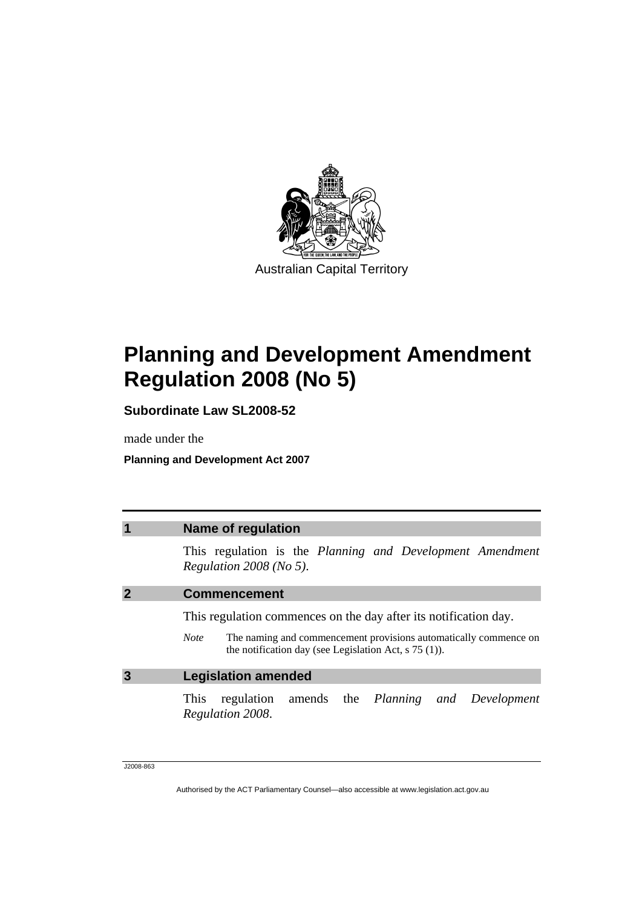Australian Capital Territory

# Planning and Development Amendment Regulation 2008 (No 5)

**Subordinate Law SL2008-52**

made under the

**Planning and Development Act 2007**

## 1 Name of regulation

This regulation is the *Planning and Development Amendment Regulation 2008 (No 5)*.

## 2 Commencement

This regulation commences on the day after its notification day.

*Note* The naming and commencement provisions automatically commence on the notification day (see Legislation Act, s 75 (1)).

## 3 Legislation amended

This regulation amends the *Planning and Development Regulation 2008*.

J2008-863

Authorised by the ACT Parliamentary Counsel—also accessible at www.legislation.act.gov.au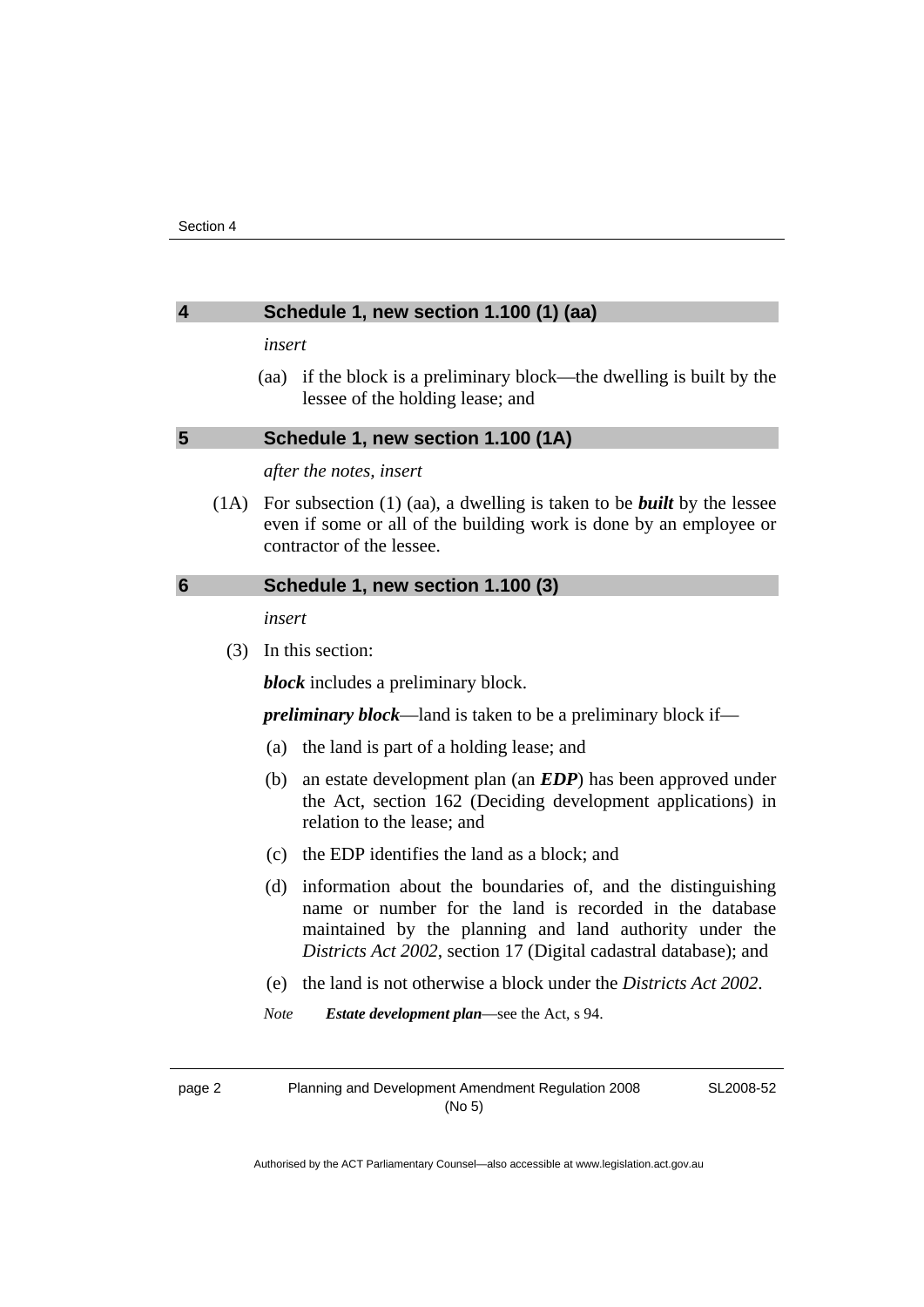## 4 Schedule 1, new section 1.100 (1) (aa)

*insert*

(aa) if the block is a preliminary block—the dwelling is built by the lessee of the holding lease; and

## 5 Schedule 1, new section 1.100 (1A)

*after the notes, insert*

(1A) For subsection (1) (aa), a dwelling is taken to be ***built*** by the lessee even if some or all of the building work is done by an employee or contractor of the lessee.

## 6 Schedule 1, new section 1.100 (3)

*insert*

(3) In this section:

***block*** includes a preliminary block.

***preliminary block***—land is taken to be a preliminary block if—

(a) the land is part of a holding lease; and

(b) an estate development plan (an ***EDP***) has been approved under the Act, section 162 (Deciding development applications) in relation to the lease; and

(c) the EDP identifies the land as a block; and

(d) information about the boundaries of, and the distinguishing name or number for the land is recorded in the database maintained by the planning and land authority under the *Districts Act 2002*, section 17 (Digital cadastral database); and

(e) the land is not otherwise a block under the *Districts Act 2002*.

*Note* ***Estate development plan***—see the Act, s 94.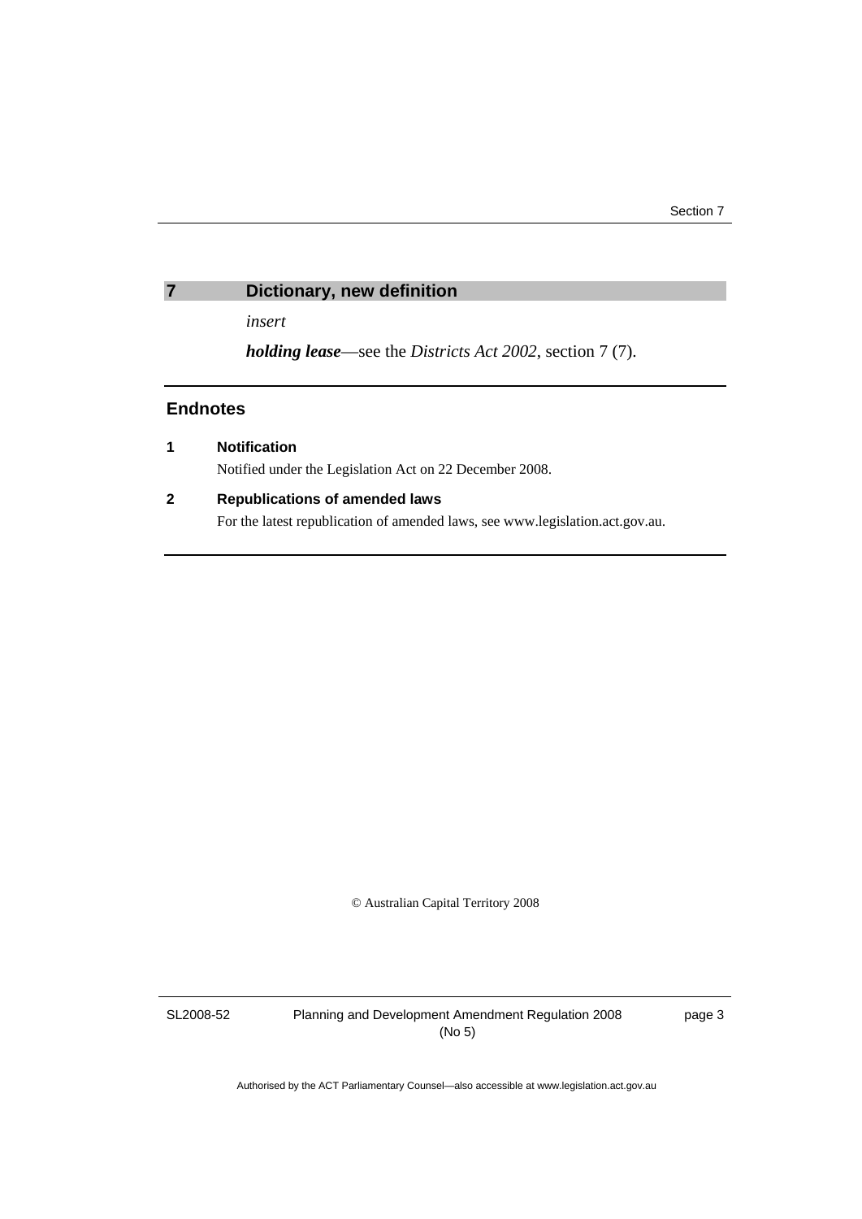## 7 Dictionary, new definition

*insert*

***holding lease***—see the *Districts Act 2002*, section 7 (7).

## Endnotes

**1 Notification**

Notified under the Legislation Act on 22 December 2008.

**2 Republications of amended laws**

For the latest republication of amended laws, see www.legislation.act.gov.au.

© Australian Capital Territory 2008